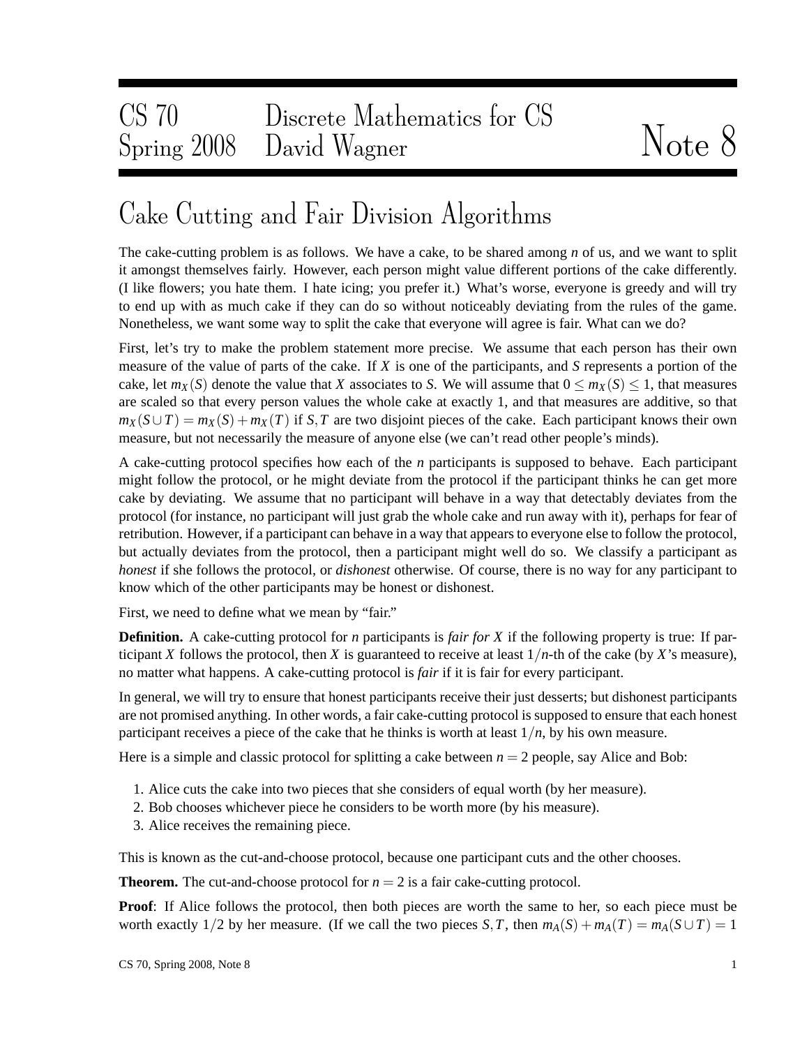CS 70 Spring 2008 — Discrete Mathematics for CS — David Wagner — Note 8

# Cake Cutting and Fair Division Algorithms

The cake-cutting problem is as follows. We have a cake, to be shared among $n$ of us, and we want to split it amongst themselves fairly. However, each person might value different portions of the cake differently. (I like flowers; you hate them. I hate icing; you prefer it.) What's worse, everyone is greedy and will try to end up with as much cake if they can do so without noticeably deviating from the rules of the game. Nonetheless, we want some way to split the cake that everyone will agree is fair. What can we do?

First, let's try to make the problem statement more precise. We assume that each person has their own measure of the value of parts of the cake. If $X$ is one of the participants, and $S$ represents a portion of the cake, let $m_X(S)$ denote the value that $X$ associates to $S$. We will assume that $0 \le m_X(S) \le 1$, that measures are scaled so that every person values the whole cake at exactly 1, and that measures are additive, so that $m_X(S \cup T) = m_X(S) + m_X(T)$ if $S, T$ are two disjoint pieces of the cake. Each participant knows their own measure, but not necessarily the measure of anyone else (we can't read other people's minds).

A cake-cutting protocol specifies how each of the $n$ participants is supposed to behave. Each participant might follow the protocol, or he might deviate from the protocol if the participant thinks he can get more cake by deviating. We assume that no participant will behave in a way that detectably deviates from the protocol (for instance, no participant will just grab the whole cake and run away with it), perhaps for fear of retribution. However, if a participant can behave in a way that appears to everyone else to follow the protocol, but actually deviates from the protocol, then a participant might well do so. We classify a participant as *honest* if she follows the protocol, or *dishonest* otherwise. Of course, there is no way for any participant to know which of the other participants may be honest or dishonest.

First, we need to define what we mean by "fair."

**Definition.** A cake-cutting protocol for $n$ participants is *fair for X* if the following property is true: If participant $X$ follows the protocol, then $X$ is guaranteed to receive at least $1/n$-th of the cake (by $X$'s measure), no matter what happens. A cake-cutting protocol is *fair* if it is fair for every participant.

In general, we will try to ensure that honest participants receive their just desserts; but dishonest participants are not promised anything. In other words, a fair cake-cutting protocol is supposed to ensure that each honest participant receives a piece of the cake that he thinks is worth at least $1/n$, by his own measure.

Here is a simple and classic protocol for splitting a cake between $n = 2$ people, say Alice and Bob:

1. Alice cuts the cake into two pieces that she considers of equal worth (by her measure).
2. Bob chooses whichever piece he considers to be worth more (by his measure).
3. Alice receives the remaining piece.

This is known as the cut-and-choose protocol, because one participant cuts and the other chooses.

**Theorem.** The cut-and-choose protocol for $n = 2$ is a fair cake-cutting protocol.

**Proof**: If Alice follows the protocol, then both pieces are worth the same to her, so each piece must be worth exactly $1/2$ by her measure. (If we call the two pieces $S, T$, then $m_A(S) + m_A(T) = m_A(S \cup T) = 1$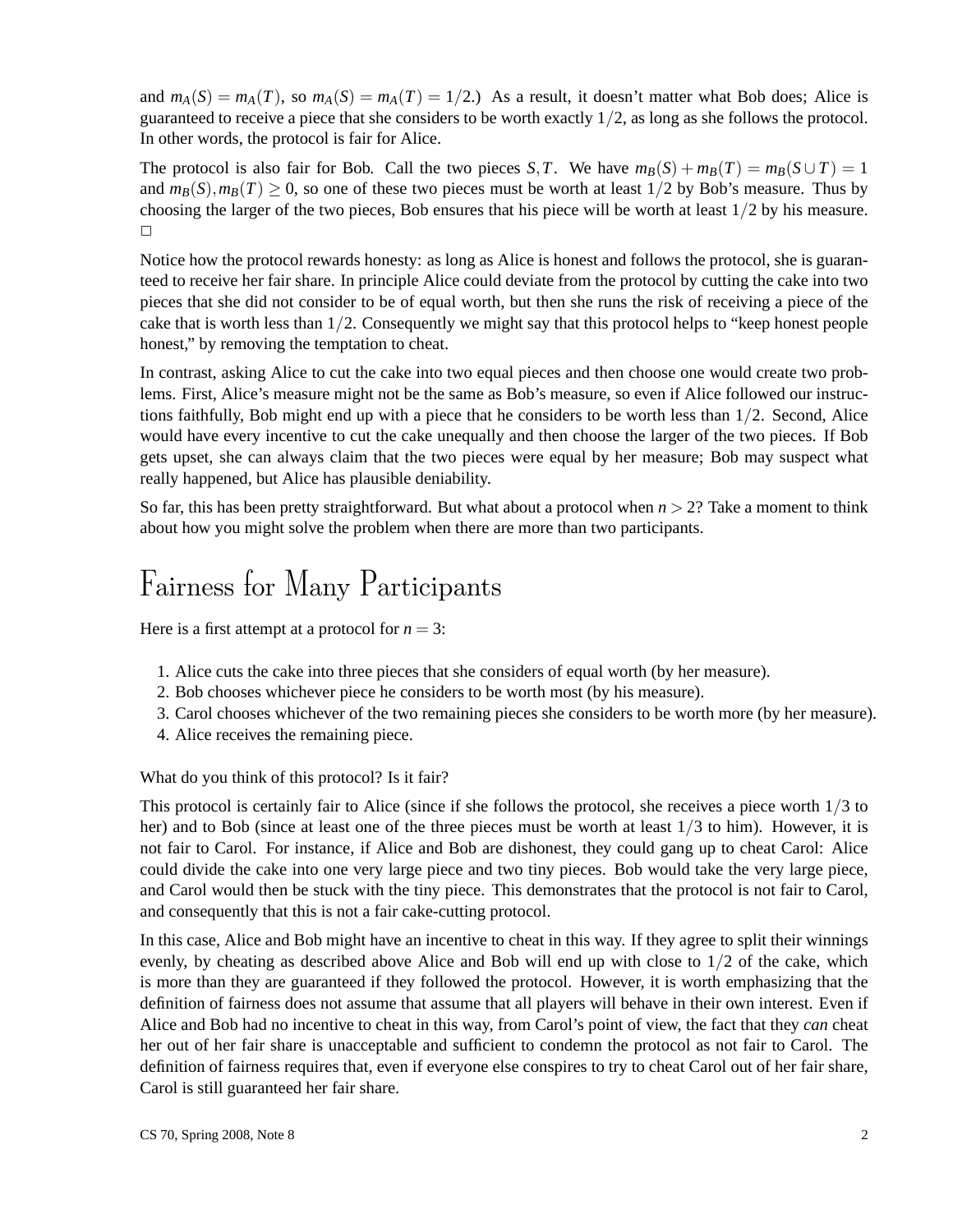and $m_A(S) = m_A(T)$, so $m_A(S) = m_A(T) = 1/2$.) As a result, it doesn't matter what Bob does; Alice is guaranteed to receive a piece that she considers to be worth exactly $1/2$, as long as she follows the protocol. In other words, the protocol is fair for Alice.

The protocol is also fair for Bob. Call the two pieces $S, T$. We have $m_B(S) + m_B(T) = m_B(S \cup T) = 1$ and $m_B(S), m_B(T) \geq 0$, so one of these two pieces must be worth at least $1/2$ by Bob's measure. Thus by choosing the larger of the two pieces, Bob ensures that his piece will be worth at least $1/2$ by his measure. □

Notice how the protocol rewards honesty: as long as Alice is honest and follows the protocol, she is guaranteed to receive her fair share. In principle Alice could deviate from the protocol by cutting the cake into two pieces that she did not consider to be of equal worth, but then she runs the risk of receiving a piece of the cake that is worth less than $1/2$. Consequently we might say that this protocol helps to "keep honest people honest," by removing the temptation to cheat.

In contrast, asking Alice to cut the cake into two equal pieces and then choose one would create two problems. First, Alice's measure might not be the same as Bob's measure, so even if Alice followed our instructions faithfully, Bob might end up with a piece that he considers to be worth less than $1/2$. Second, Alice would have every incentive to cut the cake unequally and then choose the larger of the two pieces. If Bob gets upset, she can always claim that the two pieces were equal by her measure; Bob may suspect what really happened, but Alice has plausible deniability.

So far, this has been pretty straightforward. But what about a protocol when $n > 2$? Take a moment to think about how you might solve the problem when there are more than two participants.

# Fairness for Many Participants

Here is a first attempt at a protocol for $n = 3$:

1. Alice cuts the cake into three pieces that she considers of equal worth (by her measure).
2. Bob chooses whichever piece he considers to be worth most (by his measure).
3. Carol chooses whichever of the two remaining pieces she considers to be worth more (by her measure).
4. Alice receives the remaining piece.

What do you think of this protocol? Is it fair?

This protocol is certainly fair to Alice (since if she follows the protocol, she receives a piece worth $1/3$ to her) and to Bob (since at least one of the three pieces must be worth at least $1/3$ to him). However, it is not fair to Carol. For instance, if Alice and Bob are dishonest, they could gang up to cheat Carol: Alice could divide the cake into one very large piece and two tiny pieces. Bob would take the very large piece, and Carol would then be stuck with the tiny piece. This demonstrates that the protocol is not fair to Carol, and consequently that this is not a fair cake-cutting protocol.

In this case, Alice and Bob might have an incentive to cheat in this way. If they agree to split their winnings evenly, by cheating as described above Alice and Bob will end up with close to $1/2$ of the cake, which is more than they are guaranteed if they followed the protocol. However, it is worth emphasizing that the definition of fairness does not assume that assume that all players will behave in their own interest. Even if Alice and Bob had no incentive to cheat in this way, from Carol's point of view, the fact that they *can* cheat her out of her fair share is unacceptable and sufficient to condemn the protocol as not fair to Carol. The definition of fairness requires that, even if everyone else conspires to try to cheat Carol out of her fair share, Carol is still guaranteed her fair share.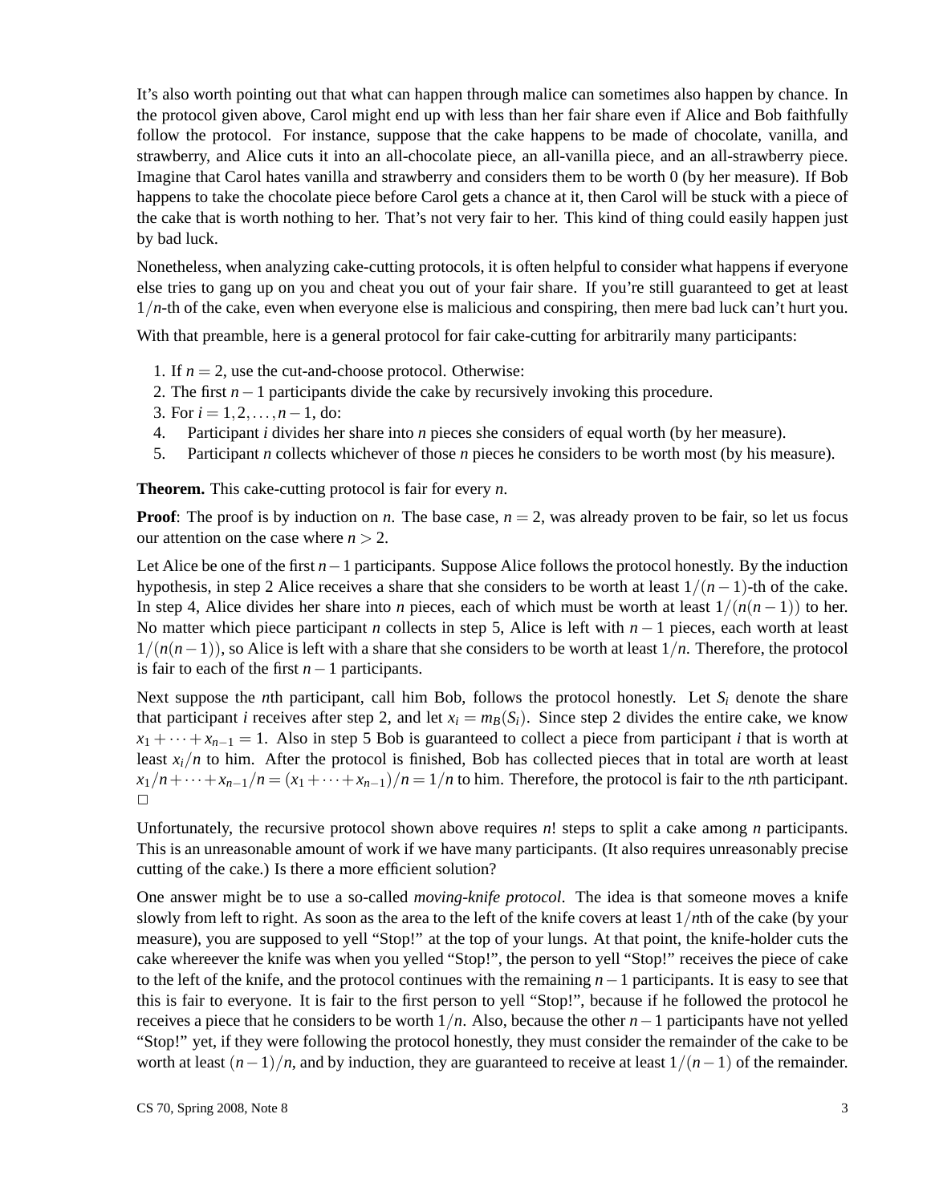It's also worth pointing out that what can happen through malice can sometimes also happen by chance. In the protocol given above, Carol might end up with less than her fair share even if Alice and Bob faithfully follow the protocol. For instance, suppose that the cake happens to be made of chocolate, vanilla, and strawberry, and Alice cuts it into an all-chocolate piece, an all-vanilla piece, and an all-strawberry piece. Imagine that Carol hates vanilla and strawberry and considers them to be worth 0 (by her measure). If Bob happens to take the chocolate piece before Carol gets a chance at it, then Carol will be stuck with a piece of the cake that is worth nothing to her. That's not very fair to her. This kind of thing could easily happen just by bad luck.

Nonetheless, when analyzing cake-cutting protocols, it is often helpful to consider what happens if everyone else tries to gang up on you and cheat you out of your fair share. If you're still guaranteed to get at least $1/n$-th of the cake, even when everyone else is malicious and conspiring, then mere bad luck can't hurt you.

With that preamble, here is a general protocol for fair cake-cutting for arbitrarily many participants:

1. If $n = 2$, use the cut-and-choose protocol. Otherwise:
2. The first $n-1$ participants divide the cake by recursively invoking this procedure.
3. For $i = 1, 2, \ldots, n-1$, do:
4. Participant $i$ divides her share into $n$ pieces she considers of equal worth (by her measure).
5. Participant $n$ collects whichever of those $n$ pieces he considers to be worth most (by his measure).

**Theorem.** This cake-cutting protocol is fair for every $n$.

**Proof**: The proof is by induction on $n$. The base case, $n = 2$, was already proven to be fair, so let us focus our attention on the case where $n > 2$.

Let Alice be one of the first $n-1$ participants. Suppose Alice follows the protocol honestly. By the induction hypothesis, in step 2 Alice receives a share that she considers to be worth at least $1/(n-1)$-th of the cake. In step 4, Alice divides her share into $n$ pieces, each of which must be worth at least $1/(n(n-1))$ to her. No matter which piece participant $n$ collects in step 5, Alice is left with $n-1$ pieces, each worth at least $1/(n(n-1))$, so Alice is left with a share that she considers to be worth at least $1/n$. Therefore, the protocol is fair to each of the first $n-1$ participants.

Next suppose the $n$th participant, call him Bob, follows the protocol honestly. Let $S_i$ denote the share that participant $i$ receives after step 2, and let $x_i = m_B(S_i)$. Since step 2 divides the entire cake, we know $x_1 + \cdots + x_{n-1} = 1$. Also in step 5 Bob is guaranteed to collect a piece from participant $i$ that is worth at least $x_i/n$ to him. After the protocol is finished, Bob has collected pieces that in total are worth at least $x_1/n + \cdots + x_{n-1}/n = (x_1 + \cdots + x_{n-1})/n = 1/n$ to him. Therefore, the protocol is fair to the $n$th participant. □

Unfortunately, the recursive protocol shown above requires $n!$ steps to split a cake among $n$ participants. This is an unreasonable amount of work if we have many participants. (It also requires unreasonably precise cutting of the cake.) Is there a more efficient solution?

One answer might be to use a so-called *moving-knife protocol*. The idea is that someone moves a knife slowly from left to right. As soon as the area to the left of the knife covers at least $1/n$th of the cake (by your measure), you are supposed to yell "Stop!" at the top of your lungs. At that point, the knife-holder cuts the cake whereever the knife was when you yelled "Stop!", the person to yell "Stop!" receives the piece of cake to the left of the knife, and the protocol continues with the remaining $n-1$ participants. It is easy to see that this is fair to everyone. It is fair to the first person to yell "Stop!", because if he followed the protocol he receives a piece that he considers to be worth $1/n$. Also, because the other $n-1$ participants have not yelled "Stop!" yet, if they were following the protocol honestly, they must consider the remainder of the cake to be worth at least $(n-1)/n$, and by induction, they are guaranteed to receive at least $1/(n-1)$ of the remainder.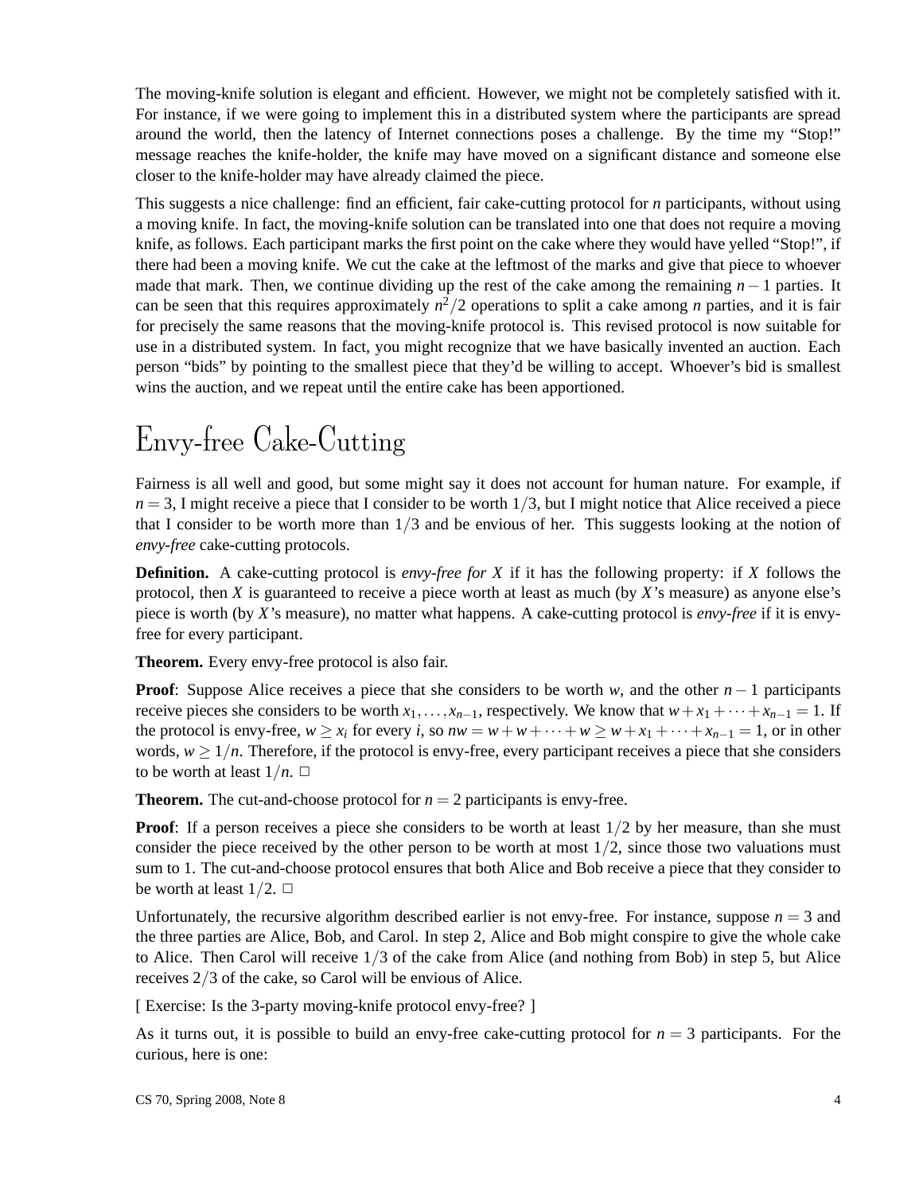The moving-knife solution is elegant and efficient. However, we might not be completely satisfied with it. For instance, if we were going to implement this in a distributed system where the participants are spread around the world, then the latency of Internet connections poses a challenge. By the time my "Stop!" message reaches the knife-holder, the knife may have moved on a significant distance and someone else closer to the knife-holder may have already claimed the piece.

This suggests a nice challenge: find an efficient, fair cake-cutting protocol for $n$ participants, without using a moving knife. In fact, the moving-knife solution can be translated into one that does not require a moving knife, as follows. Each participant marks the first point on the cake where they would have yelled "Stop!", if there had been a moving knife. We cut the cake at the leftmost of the marks and give that piece to whoever made that mark. Then, we continue dividing up the rest of the cake among the remaining $n-1$ parties. It can be seen that this requires approximately $n^2/2$ operations to split a cake among $n$ parties, and it is fair for precisely the same reasons that the moving-knife protocol is. This revised protocol is now suitable for use in a distributed system. In fact, you might recognize that we have basically invented an auction. Each person "bids" by pointing to the smallest piece that they'd be willing to accept. Whoever's bid is smallest wins the auction, and we repeat until the entire cake has been apportioned.

# Envy-free Cake-Cutting

Fairness is all well and good, but some might say it does not account for human nature. For example, if $n = 3$, I might receive a piece that I consider to be worth $1/3$, but I might notice that Alice received a piece that I consider to be worth more than $1/3$ and be envious of her. This suggests looking at the notion of *envy-free* cake-cutting protocols.

**Definition.** A cake-cutting protocol is *envy-free for $X$* if it has the following property: if $X$ follows the protocol, then $X$ is guaranteed to receive a piece worth at least as much (by $X$'s measure) as anyone else's piece is worth (by $X$'s measure), no matter what happens. A cake-cutting protocol is *envy-free* if it is envy-free for every participant.

**Theorem.** Every envy-free protocol is also fair.

**Proof**: Suppose Alice receives a piece that she considers to be worth $w$, and the other $n-1$ participants receive pieces she considers to be worth $x_1, \ldots, x_{n-1}$, respectively. We know that $w + x_1 + \cdots + x_{n-1} = 1$. If the protocol is envy-free, $w \geq x_i$ for every $i$, so $nw = w + w + \cdots + w \geq w + x_1 + \cdots + x_{n-1} = 1$, or in other words, $w \geq 1/n$. Therefore, if the protocol is envy-free, every participant receives a piece that she considers to be worth at least $1/n$. □

**Theorem.** The cut-and-choose protocol for $n = 2$ participants is envy-free.

**Proof**: If a person receives a piece she considers to be worth at least $1/2$ by her measure, than she must consider the piece received by the other person to be worth at most $1/2$, since those two valuations must sum to 1. The cut-and-choose protocol ensures that both Alice and Bob receive a piece that they consider to be worth at least $1/2$. □

Unfortunately, the recursive algorithm described earlier is not envy-free. For instance, suppose $n = 3$ and the three parties are Alice, Bob, and Carol. In step 2, Alice and Bob might conspire to give the whole cake to Alice. Then Carol will receive $1/3$ of the cake from Alice (and nothing from Bob) in step 5, but Alice receives $2/3$ of the cake, so Carol will be envious of Alice.

[ Exercise: Is the 3-party moving-knife protocol envy-free? ]

As it turns out, it is possible to build an envy-free cake-cutting protocol for $n = 3$ participants. For the curious, here is one: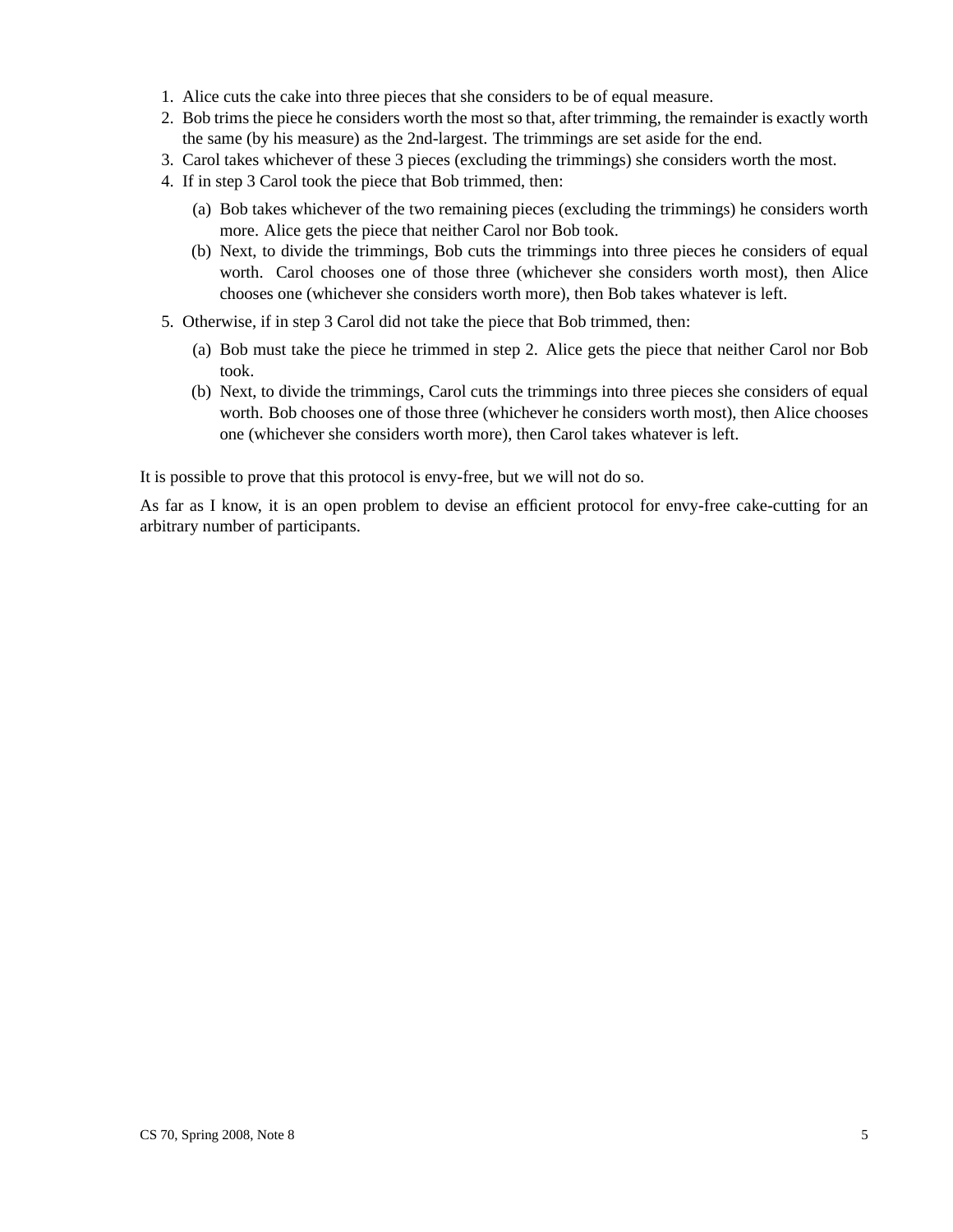1. Alice cuts the cake into three pieces that she considers to be of equal measure.
2. Bob trims the piece he considers worth the most so that, after trimming, the remainder is exactly worth the same (by his measure) as the 2nd-largest. The trimmings are set aside for the end.
3. Carol takes whichever of these 3 pieces (excluding the trimmings) she considers worth the most.
4. If in step 3 Carol took the piece that Bob trimmed, then:
   (a) Bob takes whichever of the two remaining pieces (excluding the trimmings) he considers worth more. Alice gets the piece that neither Carol nor Bob took.
   (b) Next, to divide the trimmings, Bob cuts the trimmings into three pieces he considers of equal worth. Carol chooses one of those three (whichever she considers worth most), then Alice chooses one (whichever she considers worth more), then Bob takes whatever is left.
5. Otherwise, if in step 3 Carol did not take the piece that Bob trimmed, then:
   (a) Bob must take the piece he trimmed in step 2. Alice gets the piece that neither Carol nor Bob took.
   (b) Next, to divide the trimmings, Carol cuts the trimmings into three pieces she considers of equal worth. Bob chooses one of those three (whichever he considers worth most), then Alice chooses one (whichever she considers worth more), then Carol takes whatever is left.

It is possible to prove that this protocol is envy-free, but we will not do so.

As far as I know, it is an open problem to devise an efficient protocol for envy-free cake-cutting for an arbitrary number of participants.